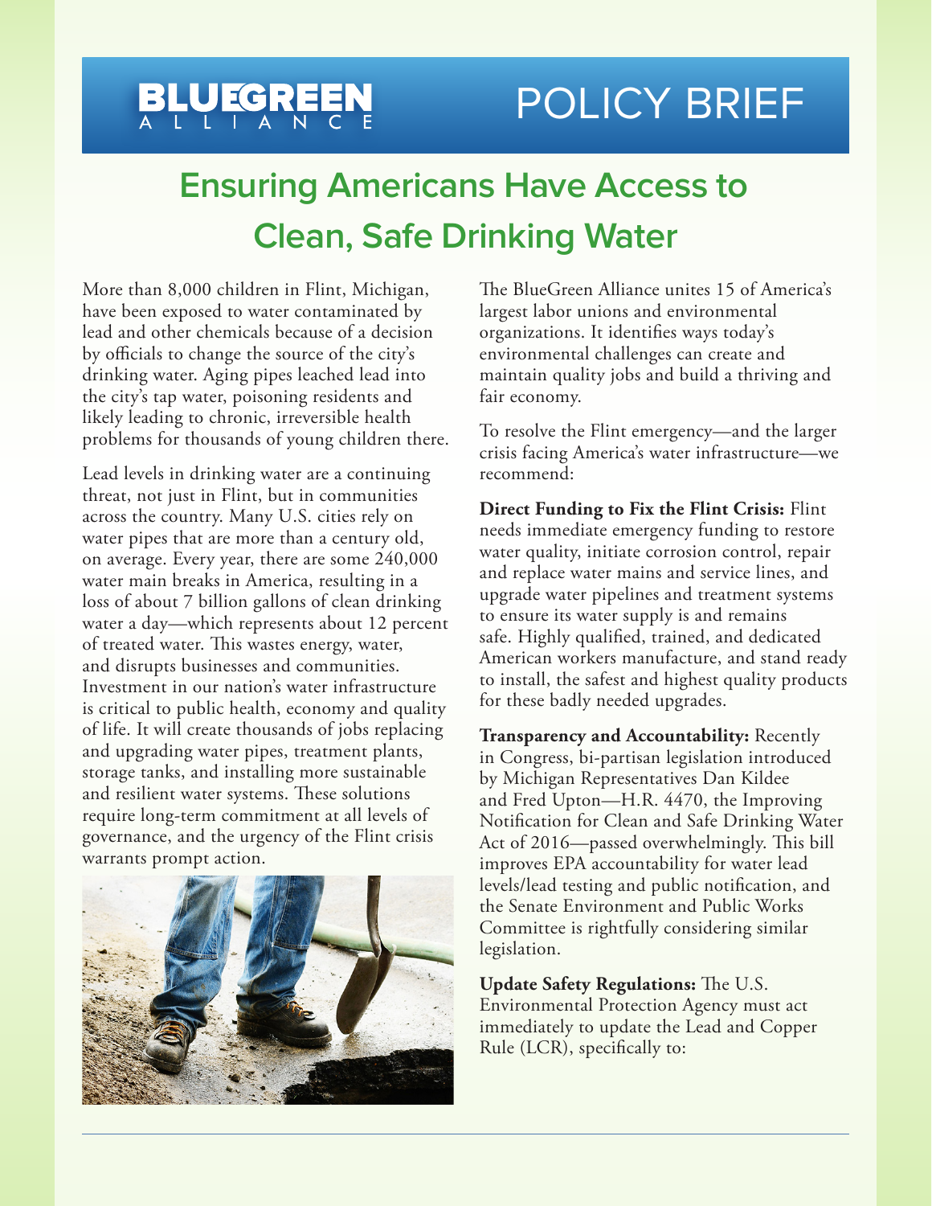BLUEGREEN ALLIANCE

POLICY BRIEF

# Ensuring Americans Have Access to Clean, Safe Drinking Water

More than 8,000 children in Flint, Michigan, have been exposed to water contaminated by lead and other chemicals because of a decision by officials to change the source of the city's drinking water. Aging pipes leached lead into the city's tap water, poisoning residents and likely leading to chronic, irreversible health problems for thousands of young children there.

Lead levels in drinking water are a continuing threat, not just in Flint, but in communities across the country. Many U.S. cities rely on water pipes that are more than a century old, on average. Every year, there are some 240,000 water main breaks in America, resulting in a loss of about 7 billion gallons of clean drinking water a day—which represents about 12 percent of treated water. This wastes energy, water, and disrupts businesses and communities. Investment in our nation's water infrastructure is critical to public health, economy and quality of life. It will create thousands of jobs replacing and upgrading water pipes, treatment plants, storage tanks, and installing more sustainable and resilient water systems. These solutions require long-term commitment at all levels of governance, and the urgency of the Flint crisis warrants prompt action.

The BlueGreen Alliance unites 15 of America's largest labor unions and environmental organizations. It identifies ways today's environmental challenges can create and maintain quality jobs and build a thriving and fair economy.

To resolve the Flint emergency—and the larger crisis facing America's water infrastructure—we recommend:

**Direct Funding to Fix the Flint Crisis:** Flint needs immediate emergency funding to restore water quality, initiate corrosion control, repair and replace water mains and service lines, and upgrade water pipelines and treatment systems to ensure its water supply is and remains safe. Highly qualified, trained, and dedicated American workers manufacture, and stand ready to install, the safest and highest quality products for these badly needed upgrades.

**Transparency and Accountability:** Recently in Congress, bi-partisan legislation introduced by Michigan Representatives Dan Kildee and Fred Upton—H.R. 4470, the Improving Notification for Clean and Safe Drinking Water Act of 2016—passed overwhelmingly. This bill improves EPA accountability for water lead levels/lead testing and public notification, and the Senate Environment and Public Works Committee is rightfully considering similar legislation.

**Update Safety Regulations:** The U.S. Environmental Protection Agency must act immediately to update the Lead and Copper Rule (LCR), specifically to: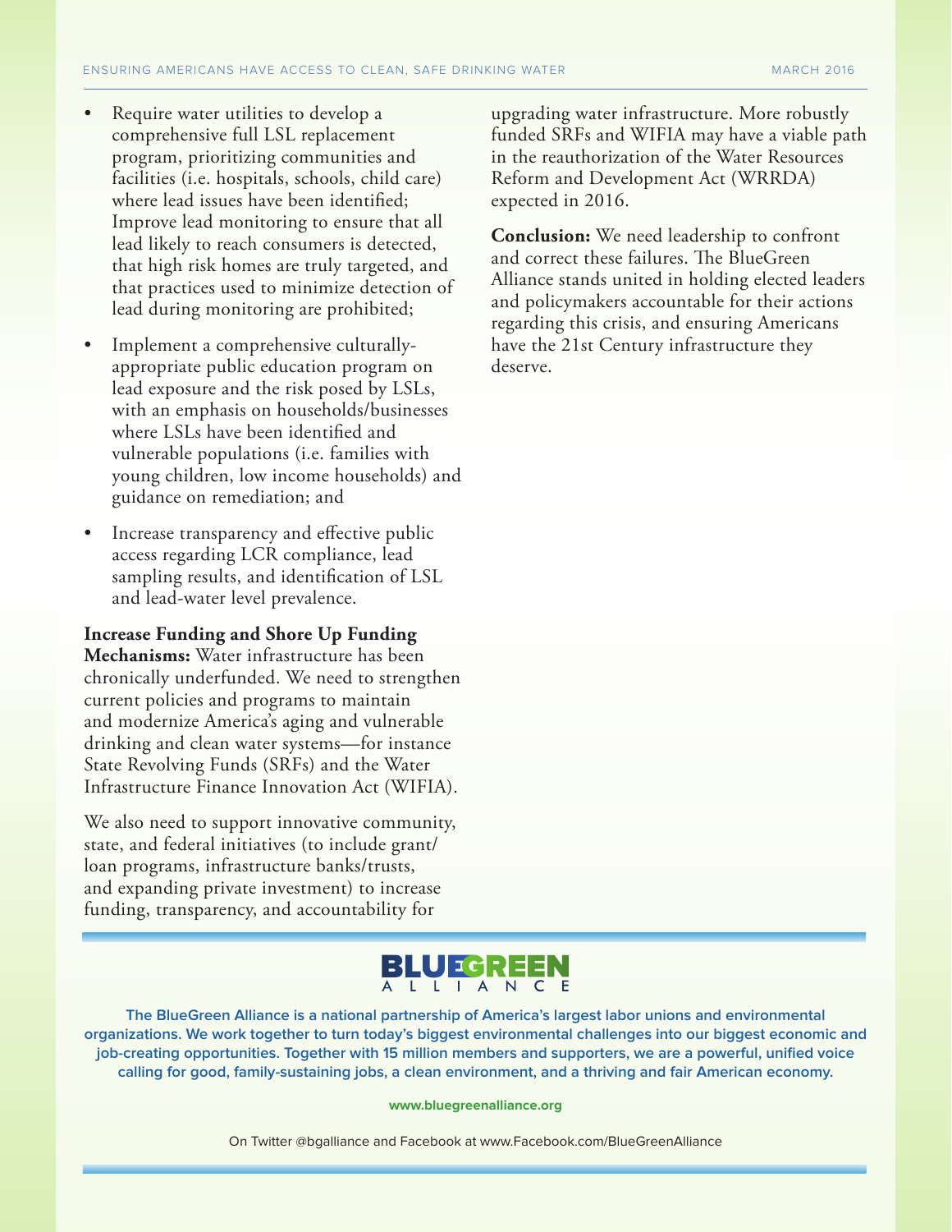- Require water utilities to develop a comprehensive full LSL replacement program, prioritizing communities and facilities (i.e. hospitals, schools, child care) where lead issues have been identified; Improve lead monitoring to ensure that all lead likely to reach consumers is detected, that high risk homes are truly targeted, and that practices used to minimize detection of lead during monitoring are prohibited;
- Implement a comprehensive culturally-appropriate public education program on lead exposure and the risk posed by LSLs, with an emphasis on households/businesses where LSLs have been identified and vulnerable populations (i.e. families with young children, low income households) and guidance on remediation; and
- Increase transparency and effective public access regarding LCR compliance, lead sampling results, and identification of LSL and lead-water level prevalence.

**Increase Funding and Shore Up Funding Mechanisms:** Water infrastructure has been chronically underfunded. We need to strengthen current policies and programs to maintain and modernize America's aging and vulnerable drinking and clean water systems—for instance State Revolving Funds (SRFs) and the Water Infrastructure Finance Innovation Act (WIFIA).

We also need to support innovative community, state, and federal initiatives (to include grant/loan programs, infrastructure banks/trusts, and expanding private investment) to increase funding, transparency, and accountability for upgrading water infrastructure. More robustly funded SRFs and WIFIA may have a viable path in the reauthorization of the Water Resources Reform and Development Act (WRRDA) expected in 2016.

**Conclusion:** We need leadership to confront and correct these failures. The BlueGreen Alliance stands united in holding elected leaders and policymakers accountable for their actions regarding this crisis, and ensuring Americans have the 21st Century infrastructure they deserve.

BLUEGREEN ALLIANCE

**The BlueGreen Alliance is a national partnership of America's largest labor unions and environmental organizations. We work together to turn today's biggest environmental challenges into our biggest economic and job-creating opportunities. Together with 15 million members and supporters, we are a powerful, unified voice calling for good, family-sustaining jobs, a clean environment, and a thriving and fair American economy.**

**www.bluegreenalliance.org**

On Twitter @bgalliance and Facebook at www.Facebook.com/BlueGreenAlliance